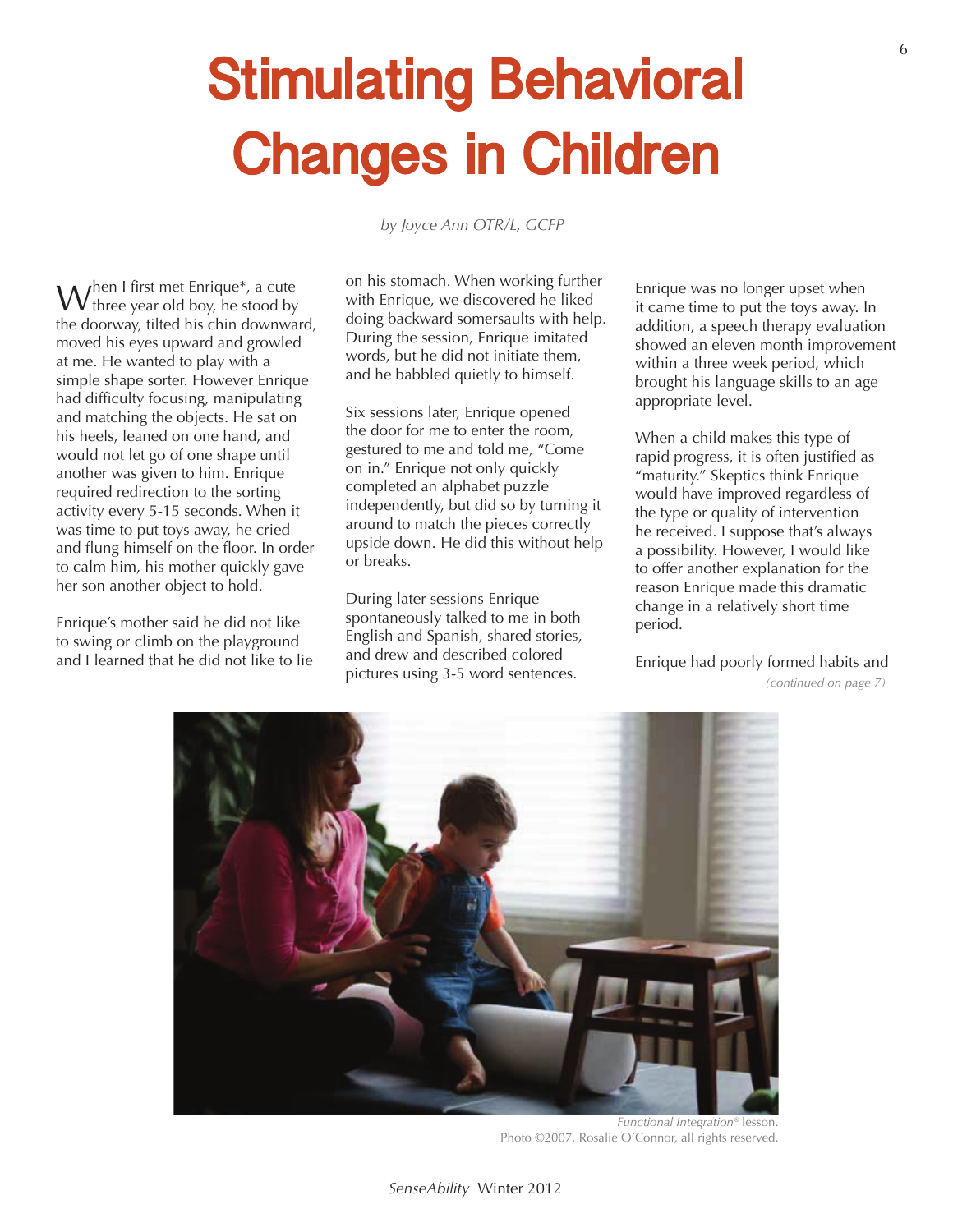# Stimulating Behavioral Changes in Children

*by Joyce Ann OTR/L, GCFP*

When I first met Enrique*, a cute three year old boy, he stood by the doorway, tilted his chin downward, moved his eyes upward and growled at me. He wanted to play with a simple shape sorter. However Enrique had difficulty focusing, manipulating and matching the objects. He sat on his heels, leaned on one hand, and would not let go of one shape until another was given to him. Enrique required redirection to the sorting activity every 5-15 seconds. When it was time to put toys away, he cried and flung himself on the floor. In order to calm him, his mother quickly gave her son another object to hold.

Enrique's mother said he did not like to swing or climb on the playground and I learned that he did not like to lie on his stomach. When working further with Enrique, we discovered he liked doing backward somersaults with help. During the session, Enrique imitated words, but he did not initiate them, and he babbled quietly to himself.

Six sessions later, Enrique opened the door for me to enter the room, gestured to me and told me, "Come on in." Enrique not only quickly completed an alphabet puzzle independently, but did so by turning it around to match the pieces correctly upside down. He did this without help or breaks.

During later sessions Enrique spontaneously talked to me in both English and Spanish, shared stories, and drew and described colored pictures using 3-5 word sentences. Enrique was no longer upset when it came time to put the toys away. In addition, a speech therapy evaluation showed an eleven month improvement within a three week period, which brought his language skills to an age appropriate level.

When a child makes this type of rapid progress, it is often justified as "maturity." Skeptics think Enrique would have improved regardless of the type or quality of intervention he received. I suppose that's always a possibility. However, I would like to offer another explanation for the reason Enrique made this dramatic change in a relatively short time period.

Enrique had poorly formed habits and

*(continued on page 7)*

*Functional Integration®* lesson.
Photo ©2007, Rosalie O'Connor, all rights reserved.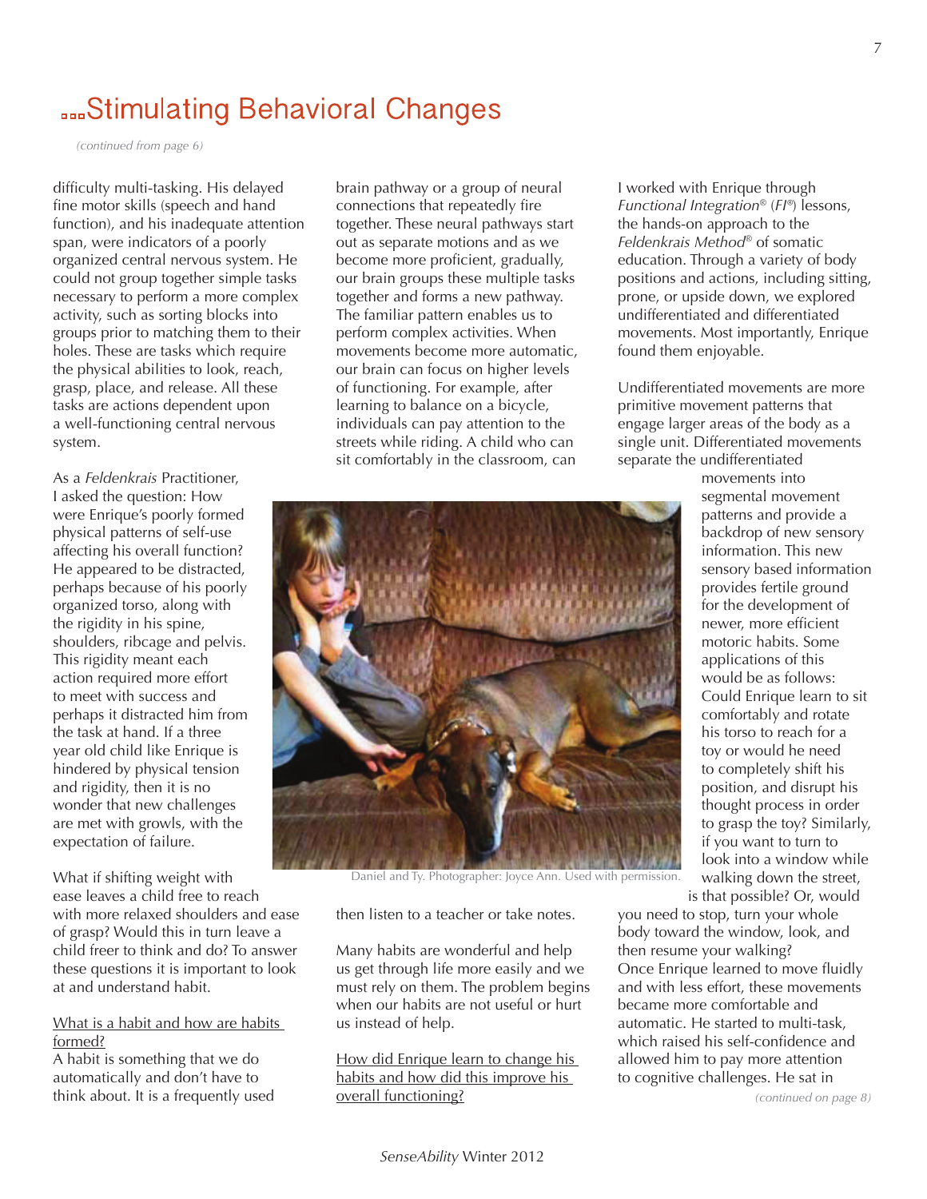# ...Stimulating Behavioral Changes

*(continued from page 6)*

difficulty multi-tasking. His delayed fine motor skills (speech and hand function), and his inadequate attention span, were indicators of a poorly organized central nervous system. He could not group together simple tasks necessary to perform a more complex activity, such as sorting blocks into groups prior to matching them to their holes. These are tasks which require the physical abilities to look, reach, grasp, place, and release. All these tasks are actions dependent upon a well-functioning central nervous system.

As a *Feldenkrais* Practitioner, I asked the question: How were Enrique's poorly formed physical patterns of self-use affecting his overall function? He appeared to be distracted, perhaps because of his poorly organized torso, along with the rigidity in his spine, shoulders, ribcage and pelvis. This rigidity meant each action required more effort to meet with success and perhaps it distracted him from the task at hand. If a three year old child like Enrique is hindered by physical tension and rigidity, then it is no wonder that new challenges are met with growls, with the expectation of failure.

What if shifting weight with ease leaves a child free to reach with more relaxed shoulders and ease of grasp? Would this in turn leave a child freer to think and do? To answer these questions it is important to look at and understand habit.

<u>What is a habit and how are habits formed?</u>

A habit is something that we do automatically and don't have to think about. It is a frequently used brain pathway or a group of neural connections that repeatedly fire together. These neural pathways start out as separate motions and as we become more proficient, gradually, our brain groups these multiple tasks together and forms a new pathway. The familiar pattern enables us to perform complex activities. When movements become more automatic, our brain can focus on higher levels of functioning. For example, after learning to balance on a bicycle, individuals can pay attention to the streets while riding. A child who can sit comfortably in the classroom, can then listen to a teacher or take notes.

Daniel and Ty. Photographer: Joyce Ann. Used with permission.

Many habits are wonderful and help us get through life more easily and we must rely on them. The problem begins when our habits are not useful or hurt us instead of help.

<u>How did Enrique learn to change his habits and how did this improve his overall functioning?</u>

I worked with Enrique through *Functional Integration*® (*FI*®) lessons, the hands-on approach to the *Feldenkrais Method*® of somatic education. Through a variety of body positions and actions, including sitting, prone, or upside down, we explored undifferentiated and differentiated movements. Most importantly, Enrique found them enjoyable.

Undifferentiated movements are more primitive movement patterns that engage larger areas of the body as a single unit. Differentiated movements separate the undifferentiated movements into segmental movement patterns and provide a backdrop of new sensory information. This new sensory based information provides fertile ground for the development of newer, more efficient motoric habits. Some applications of this would be as follows: Could Enrique learn to sit comfortably and rotate his torso to reach for a toy or would he need to completely shift his position, and disrupt his thought process in order to grasp the toy? Similarly, if you want to turn to look into a window while walking down the street, is that possible? Or, would you need to stop, turn your whole body toward the window, look, and then resume your walking? Once Enrique learned to move fluidly and with less effort, these movements became more comfortable and automatic. He started to multi-task, which raised his self-confidence and allowed him to pay more attention to cognitive challenges. He sat in

*(continued on page 8)*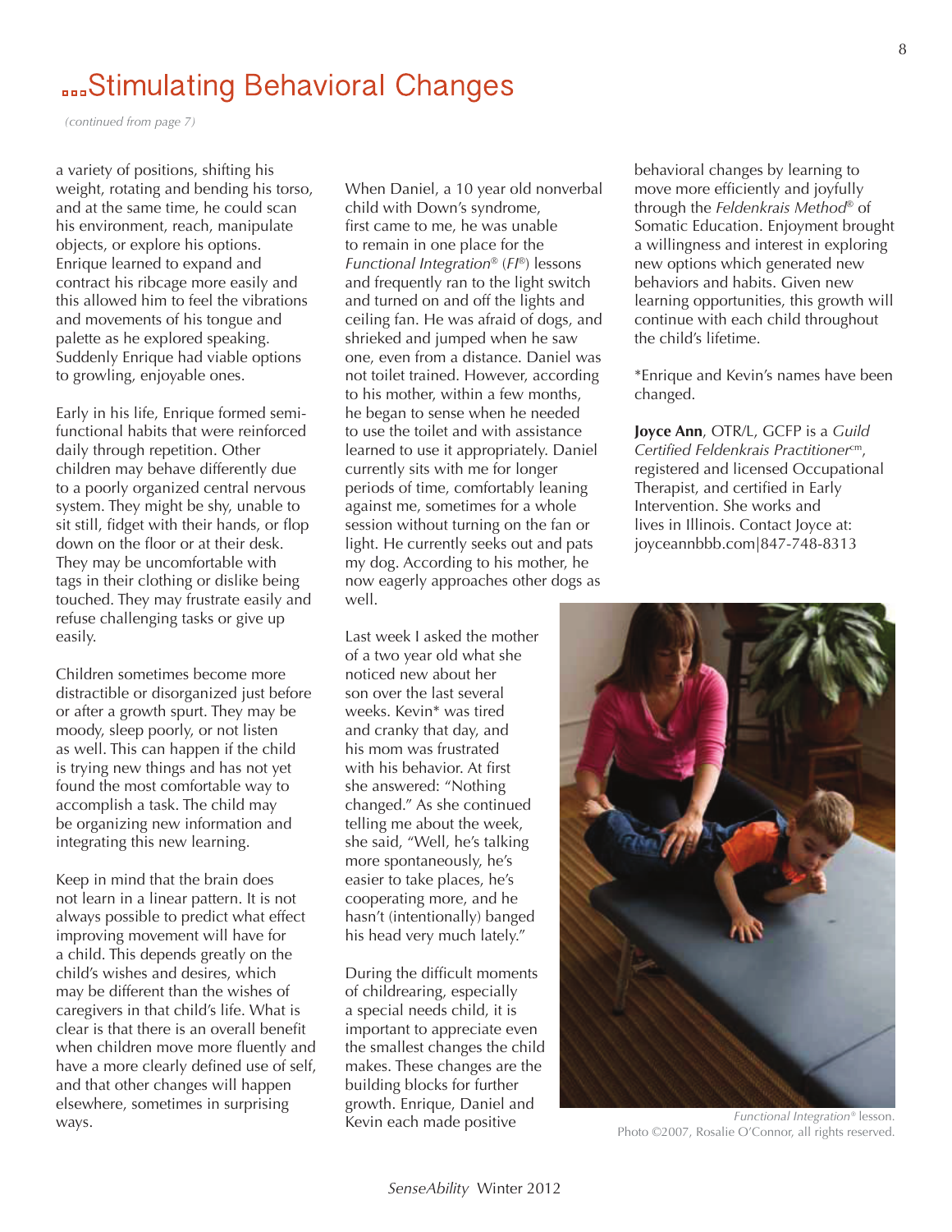# ...Stimulating Behavioral Changes

*(continued from page 7)*

a variety of positions, shifting his weight, rotating and bending his torso, and at the same time, he could scan his environment, reach, manipulate objects, or explore his options. Enrique learned to expand and contract his ribcage more easily and this allowed him to feel the vibrations and movements of his tongue and palette as he explored speaking. Suddenly Enrique had viable options to growling, enjoyable ones.

Early in his life, Enrique formed semi-functional habits that were reinforced daily through repetition. Other children may behave differently due to a poorly organized central nervous system. They might be shy, unable to sit still, fidget with their hands, or flop down on the floor or at their desk. They may be uncomfortable with tags in their clothing or dislike being touched. They may frustrate easily and refuse challenging tasks or give up easily.

Children sometimes become more distractible or disorganized just before or after a growth spurt. They may be moody, sleep poorly, or not listen as well. This can happen if the child is trying new things and has not yet found the most comfortable way to accomplish a task. The child may be organizing new information and integrating this new learning.

Keep in mind that the brain does not learn in a linear pattern. It is not always possible to predict what effect improving movement will have for a child. This depends greatly on the child's wishes and desires, which may be different than the wishes of caregivers in that child's life. What is clear is that there is an overall benefit when children move more fluently and have a more clearly defined use of self, and that other changes will happen elsewhere, sometimes in surprising ways.

When Daniel, a 10 year old nonverbal child with Down's syndrome, first came to me, he was unable to remain in one place for the *Functional Integration*® (*FI*®) lessons and frequently ran to the light switch and turned on and off the lights and ceiling fan. He was afraid of dogs, and shrieked and jumped when he saw one, even from a distance. Daniel was not toilet trained. However, according to his mother, within a few months, he began to sense when he needed to use the toilet and with assistance learned to use it appropriately. Daniel currently sits with me for longer periods of time, comfortably leaning against me, sometimes for a whole session without turning on the fan or light. He currently seeks out and pats my dog. According to his mother, he now eagerly approaches other dogs as well.

Last week I asked the mother of a two year old what she noticed new about her son over the last several weeks. Kevin* was tired and cranky that day, and his mom was frustrated with his behavior. At first she answered: "Nothing changed." As she continued telling me about the week, she said, "Well, he's talking more spontaneously, he's easier to take places, he's cooperating more, and he hasn't (intentionally) banged his head very much lately."

During the difficult moments of childrearing, especially a special needs child, it is important to appreciate even the smallest changes the child makes. These changes are the building blocks for further growth. Enrique, Daniel and Kevin each made positive behavioral changes by learning to move more efficiently and joyfully through the *Feldenkrais Method*® of Somatic Education. Enjoyment brought a willingness and interest in exploring new options which generated new behaviors and habits. Given new learning opportunities, this growth will continue with each child throughout the child's lifetime.

*Enrique and Kevin's names have been changed.

**Joyce Ann**, OTR/L, GCFP is a *Guild Certified Feldenkrais Practitioner*cm, registered and licensed Occupational Therapist, and certified in Early Intervention. She works and lives in Illinois. Contact Joyce at: joyceannbbb.com|847-748-8313

*Functional Integration*® lesson.
Photo ©2007, Rosalie O'Connor, all rights reserved.